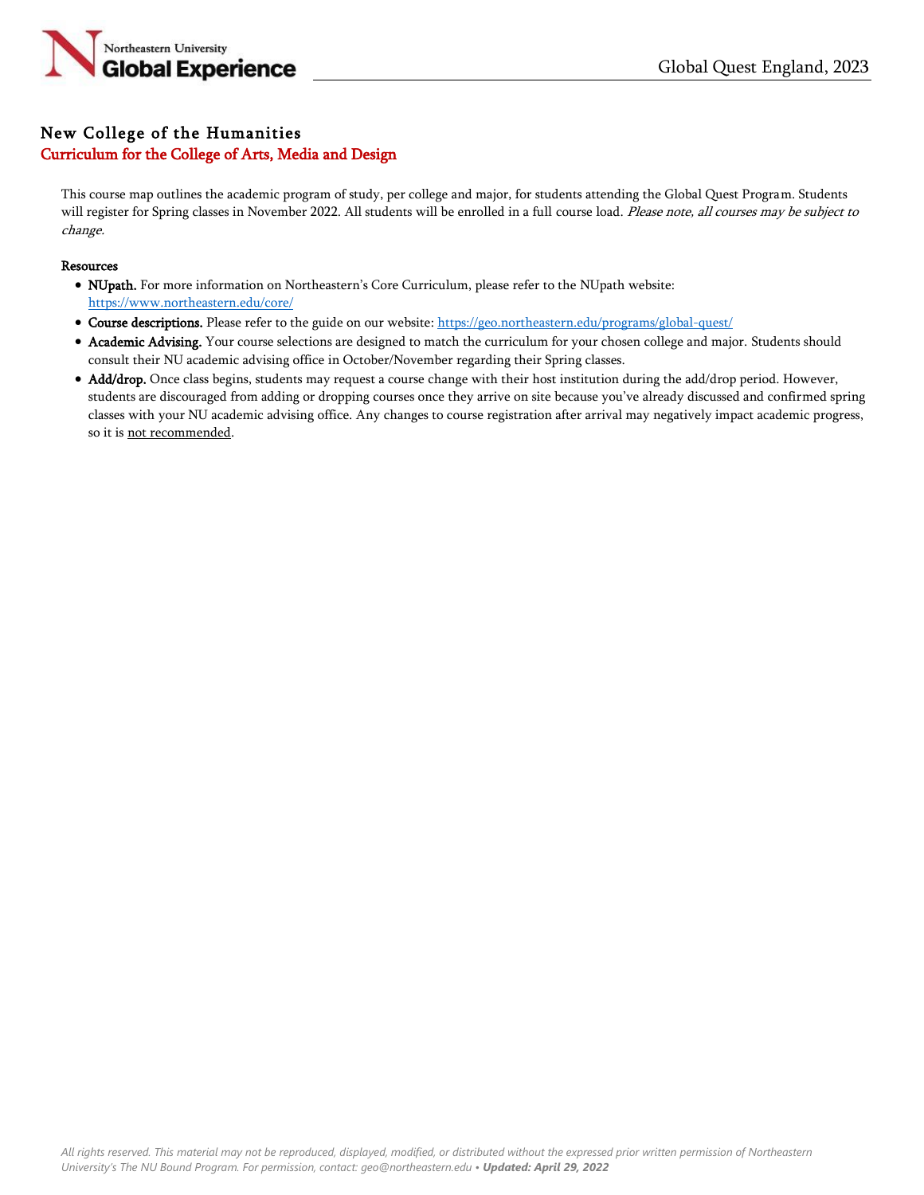# New College of the Humanities

## Curriculum for the College of Arts, Media and Design

This course map outlines the academic program of study, per college and major, for students attending the Global Quest Program. Students will register for Spring classes in November 2022. All students will be enrolled in a full course load. *Please note, all courses may be subject to change.*

**Resources**

- **NUpath.** For more information on Northeastern's Core Curriculum, please refer to the NUpath website: https://www.northeastern.edu/core/
- **Course descriptions.** Please refer to the guide on our website: https://geo.northeastern.edu/programs/global-quest/
- **Academic Advising.** Your course selections are designed to match the curriculum for your chosen college and major. Students should consult their NU academic advising office in October/November regarding their Spring classes.
- **Add/drop.** Once class begins, students may request a course change with their host institution during the add/drop period. However, students are discouraged from adding or dropping courses once they arrive on site because you've already discussed and confirmed spring classes with your NU academic advising office. Any changes to course registration after arrival may negatively impact academic progress, so it is not recommended.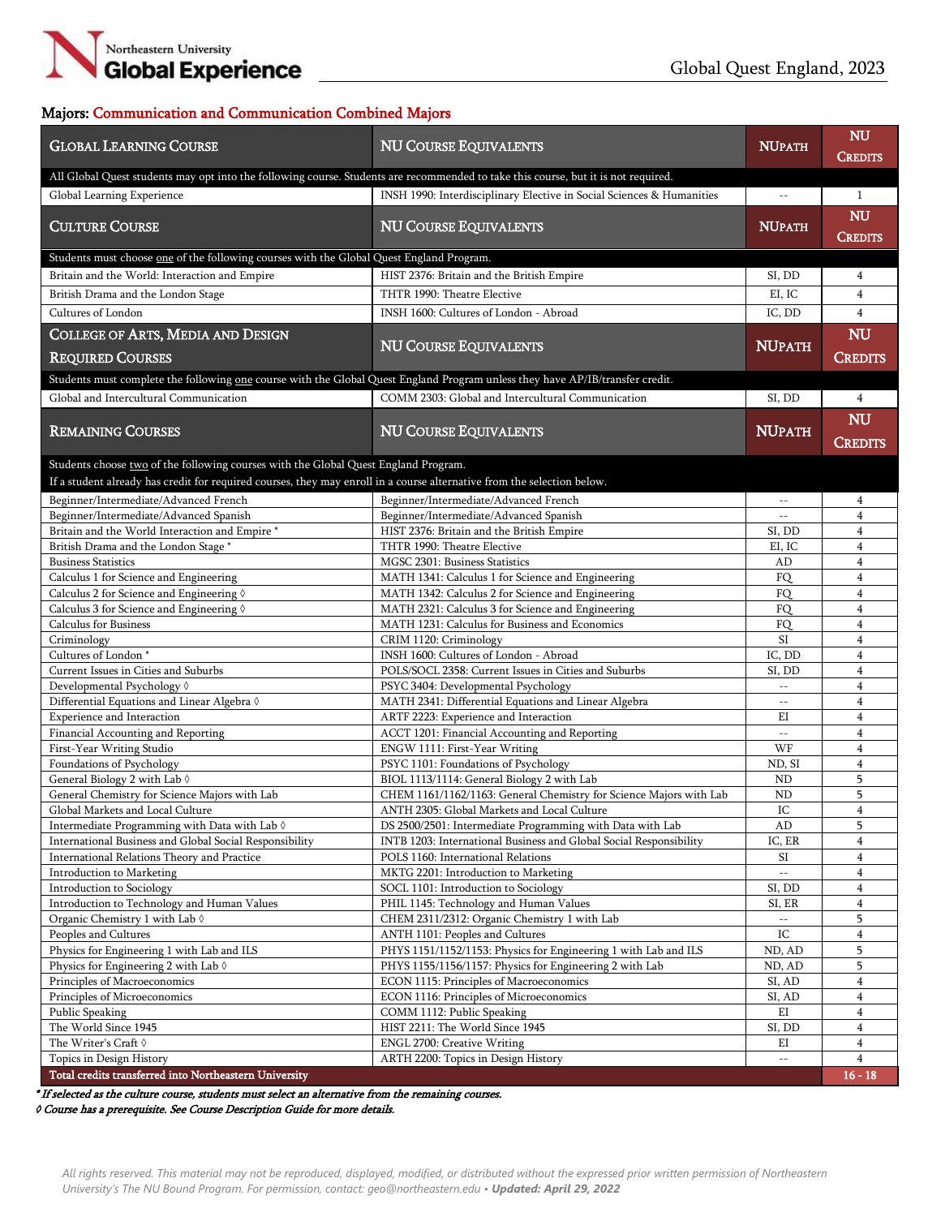Northeastern University Global Experience

Global Quest England, 2023

## Majors: Communication and Communication Combined Majors

| Global Learning Course | NU Course Equivalents | NUpath | NU Credits |
|---|---|---|---|
| All Global Quest students may opt into the following course. Students are recommended to take this course, but it is not required. | | | |
| Global Learning Experience | INSH 1990: Interdisciplinary Elective in Social Sciences & Humanities | -- | 1 |

| Culture Course | NU Course Equivalents | NUpath | NU Credits |
|---|---|---|---|
| Students must choose one of the following courses with the Global Quest England Program. | | | |
| Britain and the World: Interaction and Empire | HIST 2376: Britain and the British Empire | SI, DD | 4 |
| British Drama and the London Stage | THTR 1990: Theatre Elective | EI, IC | 4 |
| Cultures of London | INSH 1600: Cultures of London - Abroad | IC, DD | 4 |

| College of Arts, Media and Design Required Courses | NU Course Equivalents | NUpath | NU Credits |
|---|---|---|---|
| Students must complete the following one course with the Global Quest England Program unless they have AP/IB/transfer credit. | | | |
| Global and Intercultural Communication | COMM 2303: Global and Intercultural Communication | SI, DD | 4 |

| Remaining Courses | NU Course Equivalents | NUpath | NU Credits |
|---|---|---|---|
| Students choose two of the following courses with the Global Quest England Program. If a student already has credit for required courses, they may enroll in a course alternative from the selection below. | | | |
| Beginner/Intermediate/Advanced French | Beginner/Intermediate/Advanced French | -- | 4 |
| Beginner/Intermediate/Advanced Spanish | Beginner/Intermediate/Advanced Spanish | -- | 4 |
| Britain and the World Interaction and Empire * | HIST 2376: Britain and the British Empire | SI, DD | 4 |
| British Drama and the London Stage * | THTR 1990: Theatre Elective | EI, IC | 4 |
| Business Statistics | MGSC 2301: Business Statistics | AD | 4 |
| Calculus 1 for Science and Engineering | MATH 1341: Calculus 1 for Science and Engineering | FQ | 4 |
| Calculus 2 for Science and Engineering ◊ | MATH 1342: Calculus 2 for Science and Engineering | FQ | 4 |
| Calculus 3 for Science and Engineering ◊ | MATH 2321: Calculus 3 for Science and Engineering | FQ | 4 |
| Calculus for Business | MATH 1231: Calculus for Business and Economics | FQ | 4 |
| Criminology | CRIM 1120: Criminology | SI | 4 |
| Cultures of London * | INSH 1600: Cultures of London - Abroad | IC, DD | 4 |
| Current Issues in Cities and Suburbs | POLS/SOCL 2358: Current Issues in Cities and Suburbs | SI, DD | 4 |
| Developmental Psychology ◊ | PSYC 3404: Developmental Psychology | -- | 4 |
| Differential Equations and Linear Algebra ◊ | MATH 2341: Differential Equations and Linear Algebra | -- | 4 |
| Experience and Interaction | ARTF 2223: Experience and Interaction | EI | 4 |
| Financial Accounting and Reporting | ACCT 1201: Financial Accounting and Reporting | -- | 4 |
| First-Year Writing Studio | ENGW 1111: First-Year Writing | WF | 4 |
| Foundations of Psychology | PSYC 1101: Foundations of Psychology | ND, SI | 4 |
| General Biology 2 with Lab ◊ | BIOL 1113/1114: General Biology 2 with Lab | ND | 5 |
| General Chemistry for Science Majors with Lab | CHEM 1161/1162/1163: General Chemistry for Science Majors with Lab | ND | 5 |
| Global Markets and Local Culture | ANTH 2305: Global Markets and Local Culture | IC | 4 |
| Intermediate Programming with Data with Lab ◊ | DS 2500/2501: Intermediate Programming with Data with Lab | AD | 5 |
| International Business and Global Social Responsibility | INTB 1203: International Business and Global Social Responsibility | IC, ER | 4 |
| International Relations Theory and Practice | POLS 1160: International Relations | SI | 4 |
| Introduction to Marketing | MKTG 2201: Introduction to Marketing | -- | 4 |
| Introduction to Sociology | SOCL 1101: Introduction to Sociology | SI, DD | 4 |
| Introduction to Technology and Human Values | PHIL 1145: Technology and Human Values | SI, ER | 4 |
| Organic Chemistry 1 with Lab ◊ | CHEM 2311/2312: Organic Chemistry 1 with Lab | -- | 5 |
| Peoples and Cultures | ANTH 1101: Peoples and Cultures | IC | 4 |
| Physics for Engineering 1 with Lab and ILS | PHYS 1151/1152/1153: Physics for Engineering 1 with Lab and ILS | ND, AD | 5 |
| Physics for Engineering 2 with Lab ◊ | PHYS 1155/1156/1157: Physics for Engineering 2 with Lab | ND, AD | 5 |
| Principles of Macroeconomics | ECON 1115: Principles of Macroeconomics | SI, AD | 4 |
| Principles of Microeconomics | ECON 1116: Principles of Microeconomics | SI, AD | 4 |
| Public Speaking | COMM 1112: Public Speaking | EI | 4 |
| The World Since 1945 | HIST 2211: The World Since 1945 | SI, DD | 4 |
| The Writer's Craft ◊ | ENGL 2700: Creative Writing | EI | 4 |
| Topics in Design History | ARTH 2200: Topics in Design History | -- | 4 |
| **Total credits transferred into Northeastern University** | | | **16 - 18** |

*\* If selected as the culture course, students must select an alternative from the remaining courses.*

*◊ Course has a prerequisite. See Course Description Guide for more details.*

*All rights reserved. This material may not be reproduced, displayed, modified, or distributed without the expressed prior written permission of Northeastern University's The NU Bound Program. For permission, contact: geo@northeastern.edu • **Updated: April 29, 2022***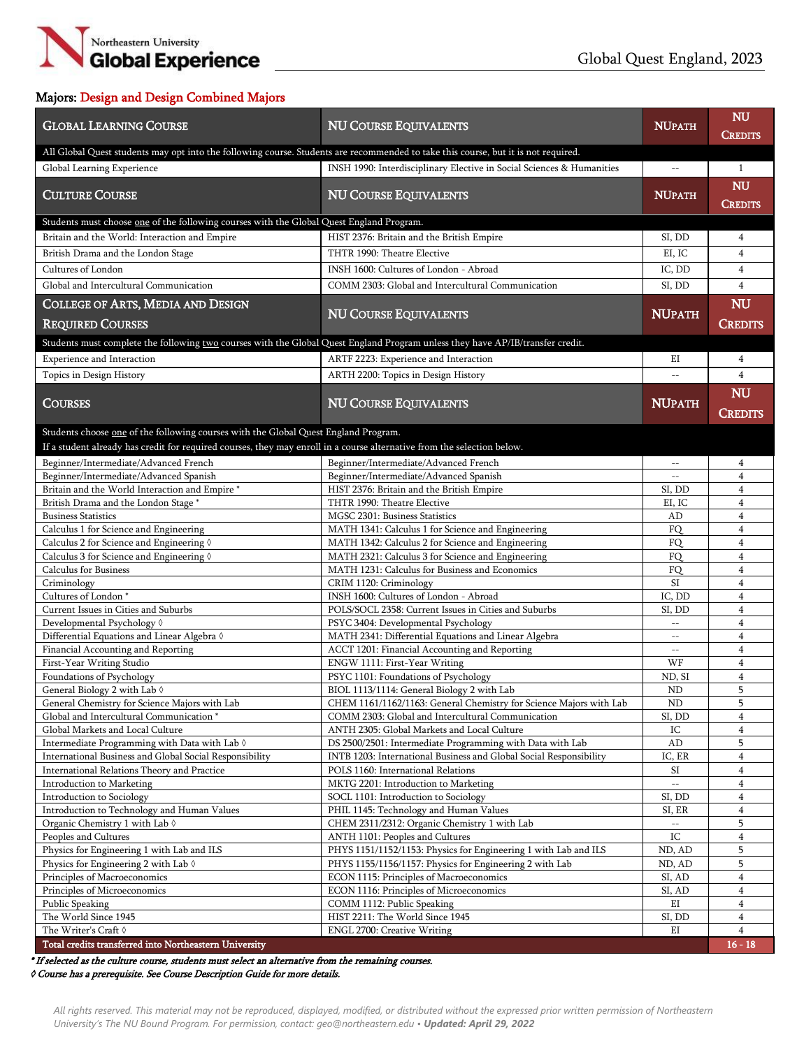Northeastern University
**Global Experience**

Global Quest England, 2023

## Majors: Design and Design Combined Majors

| GLOBAL LEARNING COURSE | NU COURSE EQUIVALENTS | NUPATH | NU CREDITS |
|---|---|---|---|
| All Global Quest students may opt into the following course. Students are recommended to take this course, but it is not required. | | | |
| Global Learning Experience | INSH 1990: Interdisciplinary Elective in Social Sciences & Humanities | -- | 1 |
| **CULTURE COURSE** | **NU COURSE EQUIVALENTS** | **NUPATH** | **NU CREDITS** |
| Students must choose one of the following courses with the Global Quest England Program. | | | |
| Britain and the World: Interaction and Empire | HIST 2376: Britain and the British Empire | SI, DD | 4 |
| British Drama and the London Stage | THTR 1990: Theatre Elective | EI, IC | 4 |
| Cultures of London | INSH 1600: Cultures of London - Abroad | IC, DD | 4 |
| Global and Intercultural Communication | COMM 2303: Global and Intercultural Communication | SI, DD | 4 |
| **COLLEGE OF ARTS, MEDIA AND DESIGN REQUIRED COURSES** | **NU COURSE EQUIVALENTS** | **NUPATH** | **NU CREDITS** |
| Students must complete the following two courses with the Global Quest England Program unless they have AP/IB/transfer credit. | | | |
| Experience and Interaction | ARTF 2223: Experience and Interaction | EI | 4 |
| Topics in Design History | ARTH 2200: Topics in Design History | -- | 4 |
| **COURSES** | **NU COURSE EQUIVALENTS** | **NUPATH** | **NU CREDITS** |
| Students choose one of the following courses with the Global Quest England Program. If a student already has credit for required courses, they may enroll in a course alternative from the selection below. | | | |
| Beginner/Intermediate/Advanced French | Beginner/Intermediate/Advanced French | -- | 4 |
| Beginner/Intermediate/Advanced Spanish | Beginner/Intermediate/Advanced Spanish | -- | 4 |
| Britain and the World Interaction and Empire * | HIST 2376: Britain and the British Empire | SI, DD | 4 |
| British Drama and the London Stage * | THTR 1990: Theatre Elective | EI, IC | 4 |
| Business Statistics | MGSC 2301: Business Statistics | AD | 4 |
| Calculus 1 for Science and Engineering | MATH 1341: Calculus 1 for Science and Engineering | FQ | 4 |
| Calculus 2 for Science and Engineering ◊ | MATH 1342: Calculus 2 for Science and Engineering | FQ | 4 |
| Calculus 3 for Science and Engineering ◊ | MATH 2321: Calculus 3 for Science and Engineering | FQ | 4 |
| Calculus for Business | MATH 1231: Calculus for Business and Economics | FQ | 4 |
| Criminology | CRIM 1120: Criminology | SI | 4 |
| Cultures of London * | INSH 1600: Cultures of London - Abroad | IC, DD | 4 |
| Current Issues in Cities and Suburbs | POLS/SOCL 2358: Current Issues in Cities and Suburbs | SI, DD | 4 |
| Developmental Psychology ◊ | PSYC 3404: Developmental Psychology | -- | 4 |
| Differential Equations and Linear Algebra ◊ | MATH 2341: Differential Equations and Linear Algebra | -- | 4 |
| Financial Accounting and Reporting | ACCT 1201: Financial Accounting and Reporting | -- | 4 |
| First-Year Writing Studio | ENGW 1111: First-Year Writing | WF | 4 |
| Foundations of Psychology | PSYC 1101: Foundations of Psychology | ND, SI | 4 |
| General Biology 2 with Lab ◊ | BIOL 1113/1114: General Biology 2 with Lab | ND | 5 |
| General Chemistry for Science Majors with Lab | CHEM 1161/1162/1163: General Chemistry for Science Majors with Lab | ND | 5 |
| Global and Intercultural Communication * | COMM 2303: Global and Intercultural Communication | SI, DD | 4 |
| Global Markets and Local Culture | ANTH 2305: Global Markets and Local Culture | IC | 4 |
| Intermediate Programming with Data with Lab ◊ | DS 2500/2501: Intermediate Programming with Data with Lab | AD | 5 |
| International Business and Global Social Responsibility | INTB 1203: International Business and Global Social Responsibility | IC, ER | 4 |
| International Relations Theory and Practice | POLS 1160: International Relations | SI | 4 |
| Introduction to Marketing | MKTG 2201: Introduction to Marketing | -- | 4 |
| Introduction to Sociology | SOCL 1101: Introduction to Sociology | SI, DD | 4 |
| Introduction to Technology and Human Values | PHIL 1145: Technology and Human Values | SI, ER | 4 |
| Organic Chemistry 1 with Lab ◊ | CHEM 2311/2312: Organic Chemistry 1 with Lab | -- | 5 |
| Peoples and Cultures | ANTH 1101: Peoples and Cultures | IC | 4 |
| Physics for Engineering 1 with Lab and ILS | PHYS 1151/1152/1153: Physics for Engineering 1 with Lab and ILS | ND, AD | 5 |
| Physics for Engineering 2 with Lab ◊ | PHYS 1155/1156/1157: Physics for Engineering 2 with Lab | ND, AD | 5 |
| Principles of Macroeconomics | ECON 1115: Principles of Macroeconomics | SI, AD | 4 |
| Principles of Microeconomics | ECON 1116: Principles of Microeconomics | SI, AD | 4 |
| Public Speaking | COMM 1112: Public Speaking | EI | 4 |
| The World Since 1945 | HIST 2211: The World Since 1945 | SI, DD | 4 |
| The Writer's Craft ◊ | ENGL 2700: Creative Writing | EI | 4 |
| **Total credits transferred into Northeastern University** | | | **16 - 18** |

*\* If selected as the culture course, students must select an alternative from the remaining courses.*

*◊ Course has a prerequisite. See Course Description Guide for more details.*

*All rights reserved. This material may not be reproduced, displayed, modified, or distributed without the expressed prior written permission of Northeastern University's The NU Bound Program. For permission, contact: geo@northeastern.edu • **Updated: April 29, 2022***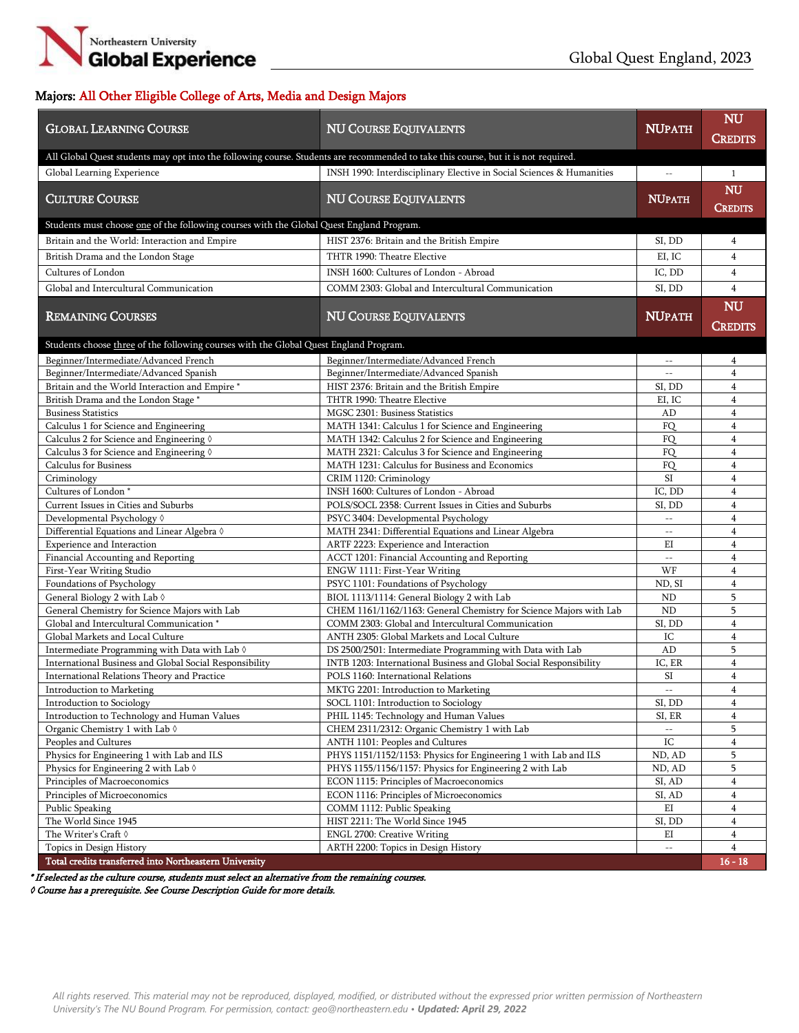Northeastern University Global Experience

Global Quest England, 2023

## Majors: All Other Eligible College of Arts, Media and Design Majors

| Global Learning Course | NU Course Equivalents | NUpath | NU Credits |
|---|---|---|---|
| All Global Quest students may opt into the following course. Students are recommended to take this course, but it is not required. | | | |
| Global Learning Experience | INSH 1990: Interdisciplinary Elective in Social Sciences & Humanities | -- | 1 |

| Culture Course | NU Course Equivalents | NUpath | NU Credits |
|---|---|---|---|
| Students must choose one of the following courses with the Global Quest England Program. | | | |
| Britain and the World: Interaction and Empire | HIST 2376: Britain and the British Empire | SI, DD | 4 |
| British Drama and the London Stage | THTR 1990: Theatre Elective | EI, IC | 4 |
| Cultures of London | INSH 1600: Cultures of London - Abroad | IC, DD | 4 |
| Global and Intercultural Communication | COMM 2303: Global and Intercultural Communication | SI, DD | 4 |

| Remaining Courses | NU Course Equivalents | NUpath | NU Credits |
|---|---|---|---|
| Students choose three of the following courses with the Global Quest England Program. | | | |
| Beginner/Intermediate/Advanced French | Beginner/Intermediate/Advanced French | -- | 4 |
| Beginner/Intermediate/Advanced Spanish | Beginner/Intermediate/Advanced Spanish | -- | 4 |
| Britain and the World Interaction and Empire * | HIST 2376: Britain and the British Empire | SI, DD | 4 |
| British Drama and the London Stage * | THTR 1990: Theatre Elective | EI, IC | 4 |
| Business Statistics | MGSC 2301: Business Statistics | AD | 4 |
| Calculus 1 for Science and Engineering | MATH 1341: Calculus 1 for Science and Engineering | FQ | 4 |
| Calculus 2 for Science and Engineering ◊ | MATH 1342: Calculus 2 for Science and Engineering | FQ | 4 |
| Calculus 3 for Science and Engineering ◊ | MATH 2321: Calculus 3 for Science and Engineering | FQ | 4 |
| Calculus for Business | MATH 1231: Calculus for Business and Economics | FQ | 4 |
| Criminology | CRIM 1120: Criminology | SI | 4 |
| Cultures of London * | INSH 1600: Cultures of London - Abroad | IC, DD | 4 |
| Current Issues in Cities and Suburbs | POLS/SOCL 2358: Current Issues in Cities and Suburbs | SI, DD | 4 |
| Developmental Psychology ◊ | PSYC 3404: Developmental Psychology | -- | 4 |
| Differential Equations and Linear Algebra ◊ | MATH 2341: Differential Equations and Linear Algebra | -- | 4 |
| Experience and Interaction | ARTF 2223: Experience and Interaction | EI | 4 |
| Financial Accounting and Reporting | ACCT 1201: Financial Accounting and Reporting | -- | 4 |
| First-Year Writing Studio | ENGW 1111: First-Year Writing | WF | 4 |
| Foundations of Psychology | PSYC 1101: Foundations of Psychology | ND, SI | 4 |
| General Biology 2 with Lab ◊ | BIOL 1113/1114: General Biology 2 with Lab | ND | 5 |
| General Chemistry for Science Majors with Lab | CHEM 1161/1162/1163: General Chemistry for Science Majors with Lab | ND | 5 |
| Global and Intercultural Communication * | COMM 2303: Global and Intercultural Communication | SI, DD | 4 |
| Global Markets and Local Culture | ANTH 2305: Global Markets and Local Culture | IC | 4 |
| Intermediate Programming with Data with Lab ◊ | DS 2500/2501: Intermediate Programming with Data with Lab | AD | 5 |
| International Business and Global Social Responsibility | INTB 1203: International Business and Global Social Responsibility | IC, ER | 4 |
| International Relations Theory and Practice | POLS 1160: International Relations | SI | 4 |
| Introduction to Marketing | MKTG 2201: Introduction to Marketing | -- | 4 |
| Introduction to Sociology | SOCL 1101: Introduction to Sociology | SI, DD | 4 |
| Introduction to Technology and Human Values | PHIL 1145: Technology and Human Values | SI, ER | 4 |
| Organic Chemistry 1 with Lab ◊ | CHEM 2311/2312: Organic Chemistry 1 with Lab | -- | 5 |
| Peoples and Cultures | ANTH 1101: Peoples and Cultures | IC | 4 |
| Physics for Engineering 1 with Lab and ILS | PHYS 1151/1152/1153: Physics for Engineering 1 with Lab and ILS | ND, AD | 5 |
| Physics for Engineering 2 with Lab ◊ | PHYS 1155/1156/1157: Physics for Engineering 2 with Lab | ND, AD | 5 |
| Principles of Macroeconomics | ECON 1115: Principles of Macroeconomics | SI, AD | 4 |
| Principles of Microeconomics | ECON 1116: Principles of Microeconomics | SI, AD | 4 |
| Public Speaking | COMM 1112: Public Speaking | EI | 4 |
| The World Since 1945 | HIST 2211: The World Since 1945 | SI, DD | 4 |
| The Writer's Craft ◊ | ENGL 2700: Creative Writing | EI | 4 |
| Topics in Design History | ARTH 2200: Topics in Design History | -- | 4 |
| **Total credits transferred into Northeastern University** | | | **16 - 18** |

*\* If selected as the culture course, students must select an alternative from the remaining courses.*

*◊ Course has a prerequisite. See Course Description Guide for more details.*

*All rights reserved. This material may not be reproduced, displayed, modified, or distributed without the expressed prior written permission of Northeastern University's The NU Bound Program. For permission, contact: geo@northeastern.edu • **Updated: April 29, 2022***